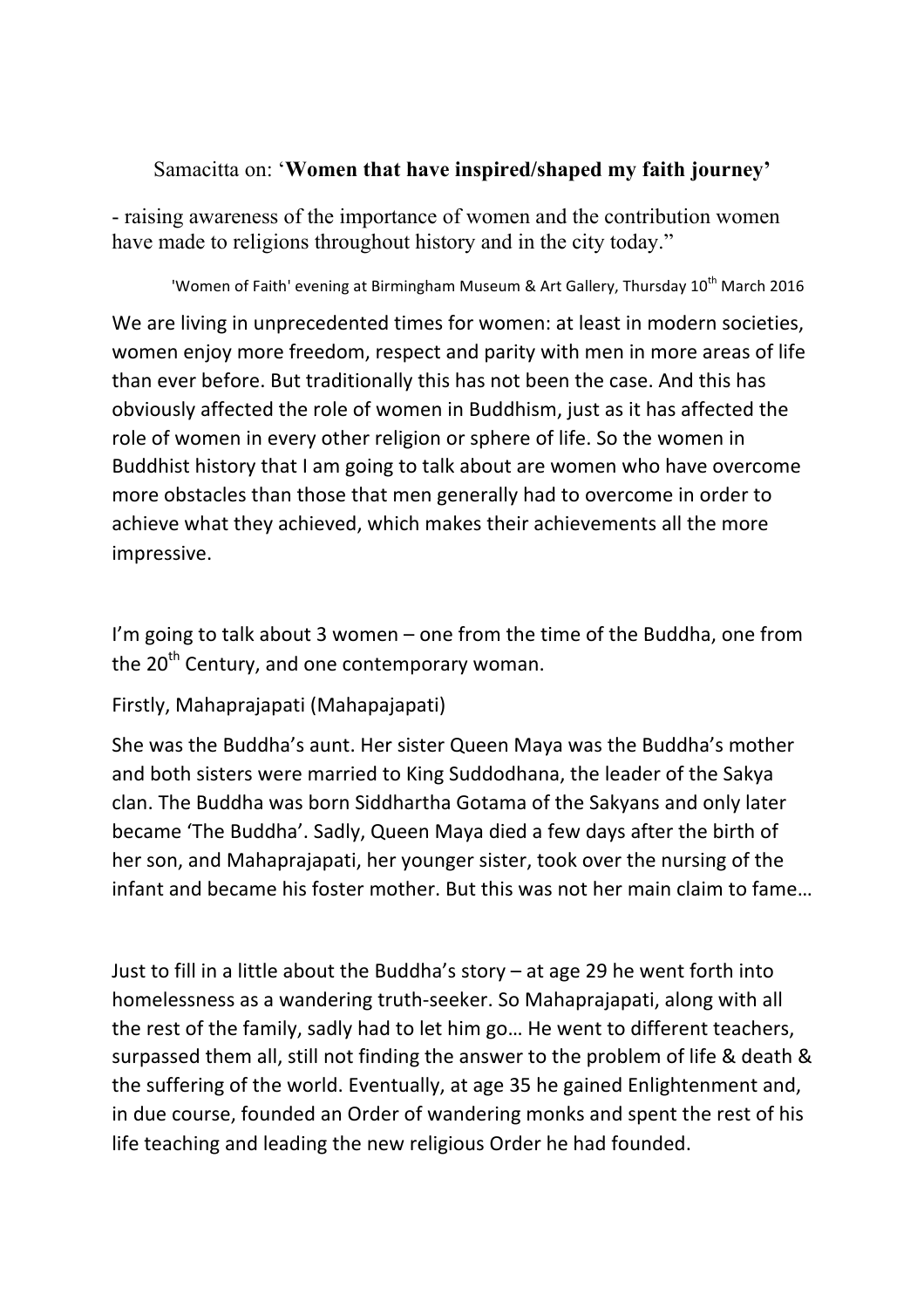## Samacitta on: '**Women that have inspired/shaped my faith journey**'

- raising awareness of the importance of women and the contribution women have made to religions throughout history and in the city today."

'Women of Faith' evening at Birmingham Museum & Art Gallery, Thursday 10th March 2016

We are living in unprecedented times for women: at least in modern societies, women enjoy more freedom, respect and parity with men in more areas of life than ever before. But traditionally this has not been the case. And this has obviously affected the role of women in Buddhism, just as it has affected the role of women in every other religion or sphere of life. So the women in Buddhist history that I am going to talk about are women who have overcome more obstacles than those that men generally had to overcome in order to achieve what they achieved, which makes their achievements all the more impressive.

I'm going to talk about 3 women – one from the time of the Buddha, one from the 20th Century, and one contemporary woman.

Firstly, Mahaprajapati (Mahapajapati)

She was the Buddha's aunt. Her sister Queen Maya was the Buddha's mother and both sisters were married to King Suddodhana, the leader of the Sakya clan. The Buddha was born Siddhartha Gotama of the Sakyans and only later became 'The Buddha'. Sadly, Queen Maya died a few days after the birth of her son, and Mahaprajapati, her younger sister, took over the nursing of the infant and became his foster mother. But this was not her main claim to fame…

Just to fill in a little about the Buddha's story – at age 29 he went forth into homelessness as a wandering truth-seeker. So Mahaprajapati, along with all the rest of the family, sadly had to let him go… He went to different teachers, surpassed them all, still not finding the answer to the problem of life & death & the suffering of the world. Eventually, at age 35 he gained Enlightenment and, in due course, founded an Order of wandering monks and spent the rest of his life teaching and leading the new religious Order he had founded.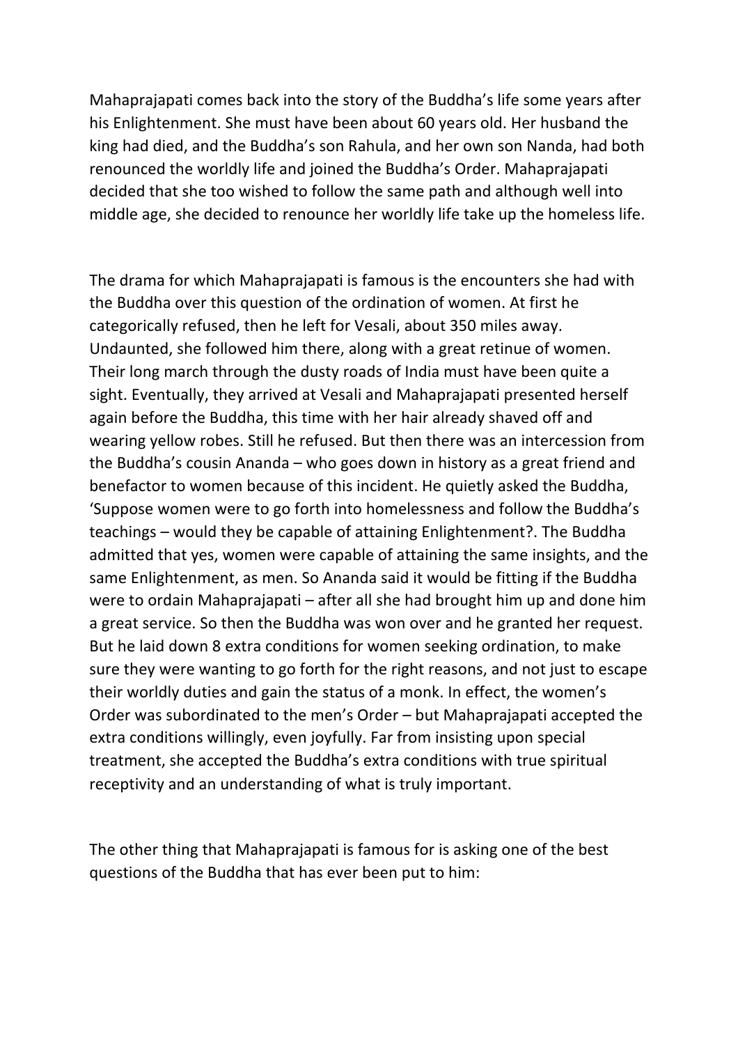Mahaprajapati comes back into the story of the Buddha's life some years after his Enlightenment. She must have been about 60 years old. Her husband the king had died, and the Buddha's son Rahula, and her own son Nanda, had both renounced the worldly life and joined the Buddha's Order. Mahaprajapati decided that she too wished to follow the same path and although well into middle age, she decided to renounce her worldly life take up the homeless life.

The drama for which Mahaprajapati is famous is the encounters she had with the Buddha over this question of the ordination of women. At first he categorically refused, then he left for Vesali, about 350 miles away. Undaunted, she followed him there, along with a great retinue of women. Their long march through the dusty roads of India must have been quite a sight. Eventually, they arrived at Vesali and Mahaprajapati presented herself again before the Buddha, this time with her hair already shaved off and wearing yellow robes. Still he refused. But then there was an intercession from the Buddha's cousin Ananda – who goes down in history as a great friend and benefactor to women because of this incident. He quietly asked the Buddha, 'Suppose women were to go forth into homelessness and follow the Buddha's teachings – would they be capable of attaining Enlightenment?. The Buddha admitted that yes, women were capable of attaining the same insights, and the same Enlightenment, as men. So Ananda said it would be fitting if the Buddha were to ordain Mahaprajapati – after all she had brought him up and done him a great service. So then the Buddha was won over and he granted her request. But he laid down 8 extra conditions for women seeking ordination, to make sure they were wanting to go forth for the right reasons, and not just to escape their worldly duties and gain the status of a monk. In effect, the women's Order was subordinated to the men's Order – but Mahaprajapati accepted the extra conditions willingly, even joyfully. Far from insisting upon special treatment, she accepted the Buddha's extra conditions with true spiritual receptivity and an understanding of what is truly important.

The other thing that Mahaprajapati is famous for is asking one of the best questions of the Buddha that has ever been put to him: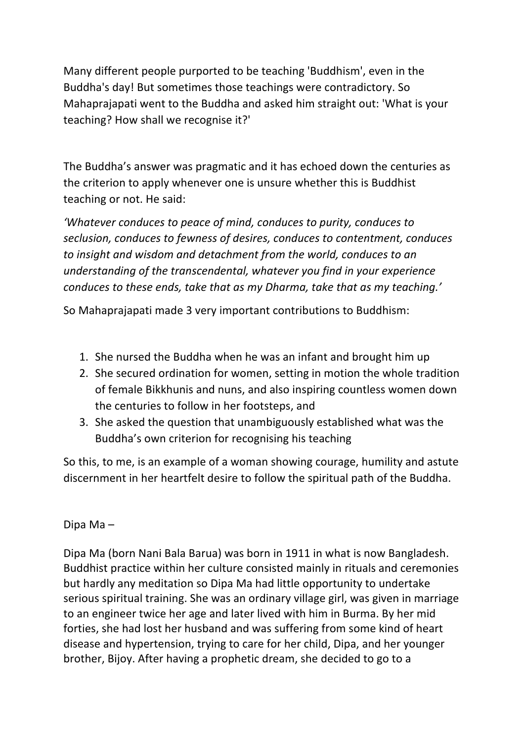Many different people purported to be teaching 'Buddhism', even in the Buddha's day! But sometimes those teachings were contradictory. So Mahaprajapati went to the Buddha and asked him straight out: 'What is your teaching? How shall we recognise it?'

The Buddha's answer was pragmatic and it has echoed down the centuries as the criterion to apply whenever one is unsure whether this is Buddhist teaching or not. He said:

*'Whatever conduces to peace of mind, conduces to purity, conduces to seclusion, conduces to fewness of desires, conduces to contentment, conduces to insight and wisdom and detachment from the world, conduces to an understanding of the transcendental, whatever you find in your experience conduces to these ends, take that as my Dharma, take that as my teaching.'*

So Mahaprajapati made 3 very important contributions to Buddhism:

1. She nursed the Buddha when he was an infant and brought him up
2. She secured ordination for women, setting in motion the whole tradition of female Bikkhunis and nuns, and also inspiring countless women down the centuries to follow in her footsteps, and
3. She asked the question that unambiguously established what was the Buddha's own criterion for recognising his teaching

So this, to me, is an example of a woman showing courage, humility and astute discernment in her heartfelt desire to follow the spiritual path of the Buddha.

Dipa Ma –

Dipa Ma (born Nani Bala Barua) was born in 1911 in what is now Bangladesh. Buddhist practice within her culture consisted mainly in rituals and ceremonies but hardly any meditation so Dipa Ma had little opportunity to undertake serious spiritual training. She was an ordinary village girl, was given in marriage to an engineer twice her age and later lived with him in Burma. By her mid forties, she had lost her husband and was suffering from some kind of heart disease and hypertension, trying to care for her child, Dipa, and her younger brother, Bijoy. After having a prophetic dream, she decided to go to a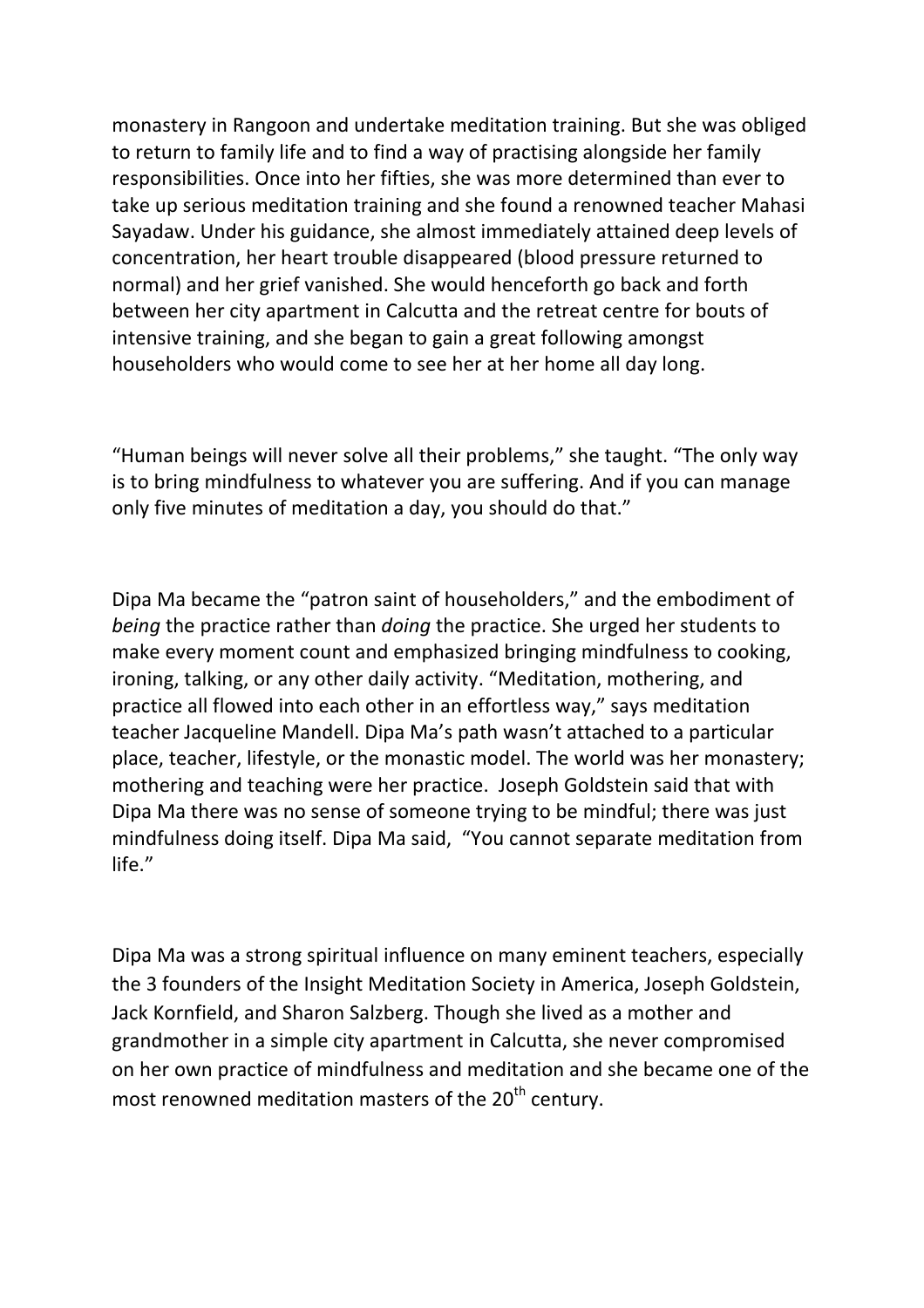monastery in Rangoon and undertake meditation training. But she was obliged to return to family life and to find a way of practising alongside her family responsibilities. Once into her fifties, she was more determined than ever to take up serious meditation training and she found a renowned teacher Mahasi Sayadaw. Under his guidance, she almost immediately attained deep levels of concentration, her heart trouble disappeared (blood pressure returned to normal) and her grief vanished. She would henceforth go back and forth between her city apartment in Calcutta and the retreat centre for bouts of intensive training, and she began to gain a great following amongst householders who would come to see her at her home all day long.

"Human beings will never solve all their problems," she taught. "The only way is to bring mindfulness to whatever you are suffering. And if you can manage only five minutes of meditation a day, you should do that."

Dipa Ma became the "patron saint of householders," and the embodiment of *being* the practice rather than *doing* the practice. She urged her students to make every moment count and emphasized bringing mindfulness to cooking, ironing, talking, or any other daily activity. "Meditation, mothering, and practice all flowed into each other in an effortless way," says meditation teacher Jacqueline Mandell. Dipa Ma's path wasn't attached to a particular place, teacher, lifestyle, or the monastic model. The world was her monastery; mothering and teaching were her practice. Joseph Goldstein said that with Dipa Ma there was no sense of someone trying to be mindful; there was just mindfulness doing itself. Dipa Ma said, "You cannot separate meditation from life."

Dipa Ma was a strong spiritual influence on many eminent teachers, especially the 3 founders of the Insight Meditation Society in America, Joseph Goldstein, Jack Kornfield, and Sharon Salzberg. Though she lived as a mother and grandmother in a simple city apartment in Calcutta, she never compromised on her own practice of mindfulness and meditation and she became one of the most renowned meditation masters of the 20th century.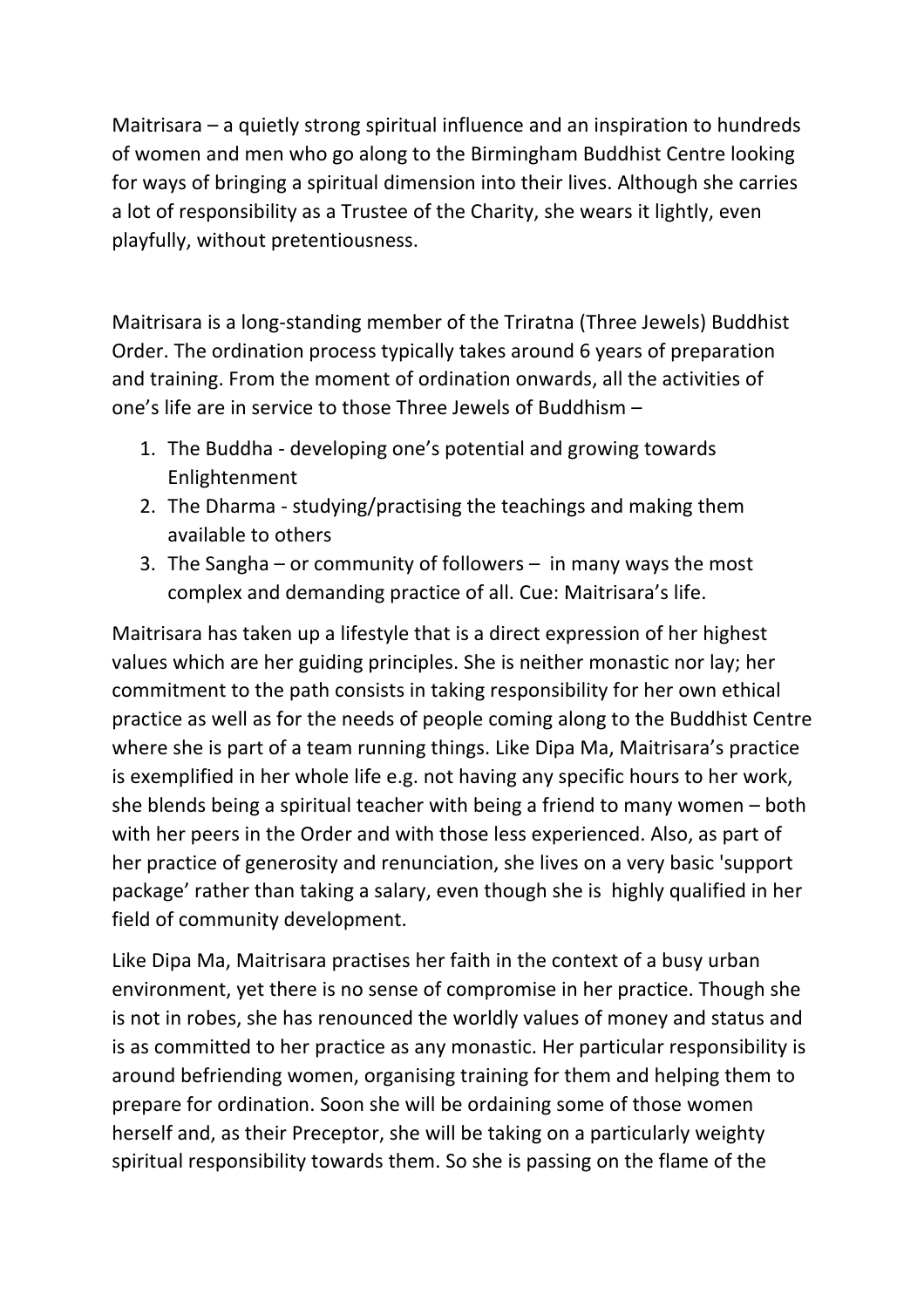Maitrisara – a quietly strong spiritual influence and an inspiration to hundreds of women and men who go along to the Birmingham Buddhist Centre looking for ways of bringing a spiritual dimension into their lives. Although she carries a lot of responsibility as a Trustee of the Charity, she wears it lightly, even playfully, without pretentiousness.

Maitrisara is a long-standing member of the Triratna (Three Jewels) Buddhist Order. The ordination process typically takes around 6 years of preparation and training. From the moment of ordination onwards, all the activities of one's life are in service to those Three Jewels of Buddhism –

1. The Buddha - developing one's potential and growing towards Enlightenment
2. The Dharma - studying/practising the teachings and making them available to others
3. The Sangha – or community of followers – in many ways the most complex and demanding practice of all. Cue: Maitrisara's life.

Maitrisara has taken up a lifestyle that is a direct expression of her highest values which are her guiding principles. She is neither monastic nor lay; her commitment to the path consists in taking responsibility for her own ethical practice as well as for the needs of people coming along to the Buddhist Centre where she is part of a team running things. Like Dipa Ma, Maitrisara's practice is exemplified in her whole life e.g. not having any specific hours to her work, she blends being a spiritual teacher with being a friend to many women – both with her peers in the Order and with those less experienced. Also, as part of her practice of generosity and renunciation, she lives on a very basic 'support package' rather than taking a salary, even though she is highly qualified in her field of community development.

Like Dipa Ma, Maitrisara practises her faith in the context of a busy urban environment, yet there is no sense of compromise in her practice. Though she is not in robes, she has renounced the worldly values of money and status and is as committed to her practice as any monastic. Her particular responsibility is around befriending women, organising training for them and helping them to prepare for ordination. Soon she will be ordaining some of those women herself and, as their Preceptor, she will be taking on a particularly weighty spiritual responsibility towards them. So she is passing on the flame of the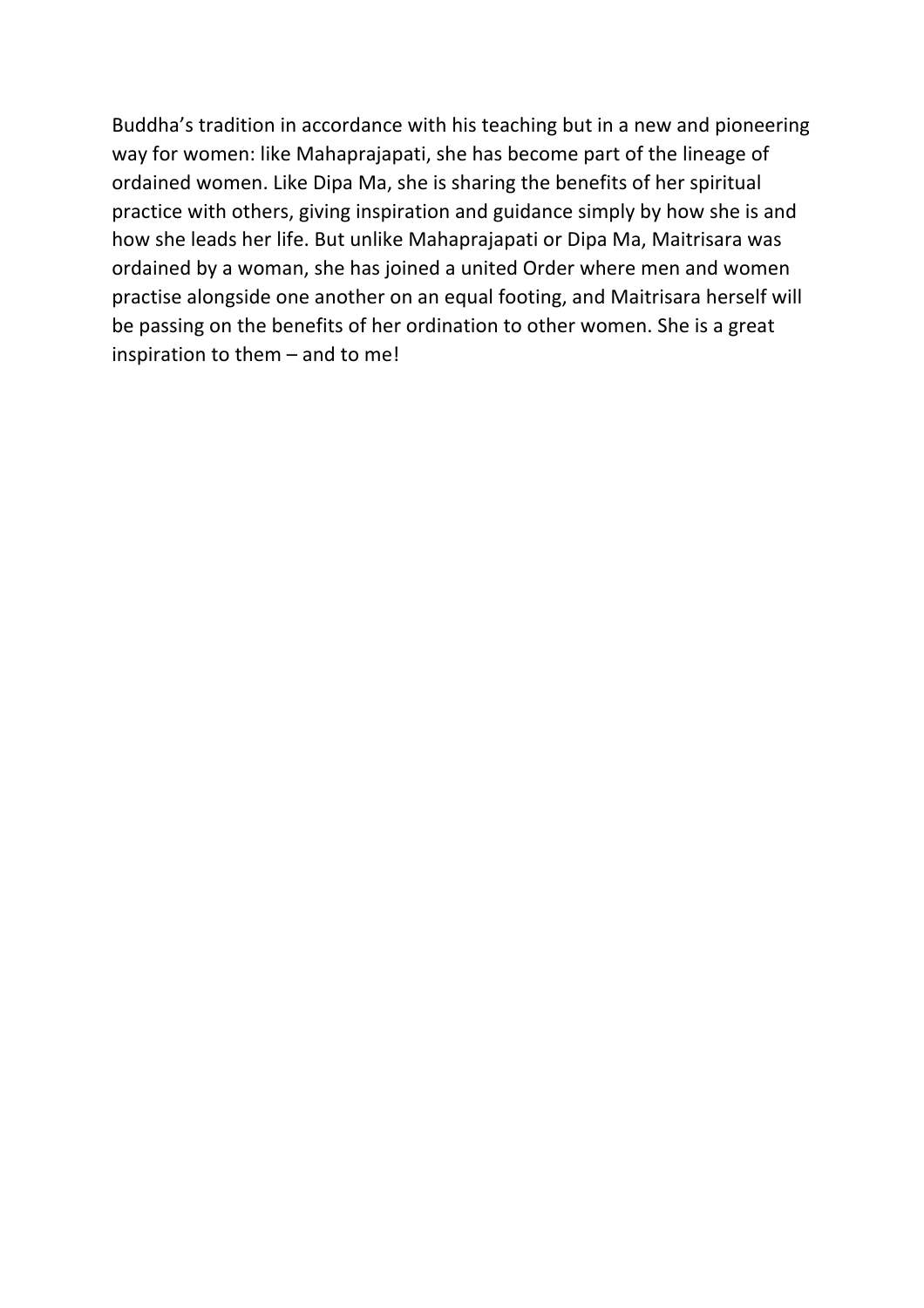Buddha's tradition in accordance with his teaching but in a new and pioneering way for women: like Mahaprajapati, she has become part of the lineage of ordained women. Like Dipa Ma, she is sharing the benefits of her spiritual practice with others, giving inspiration and guidance simply by how she is and how she leads her life. But unlike Mahaprajapati or Dipa Ma, Maitrisara was ordained by a woman, she has joined a united Order where men and women practise alongside one another on an equal footing, and Maitrisara herself will be passing on the benefits of her ordination to other women. She is a great inspiration to them – and to me!